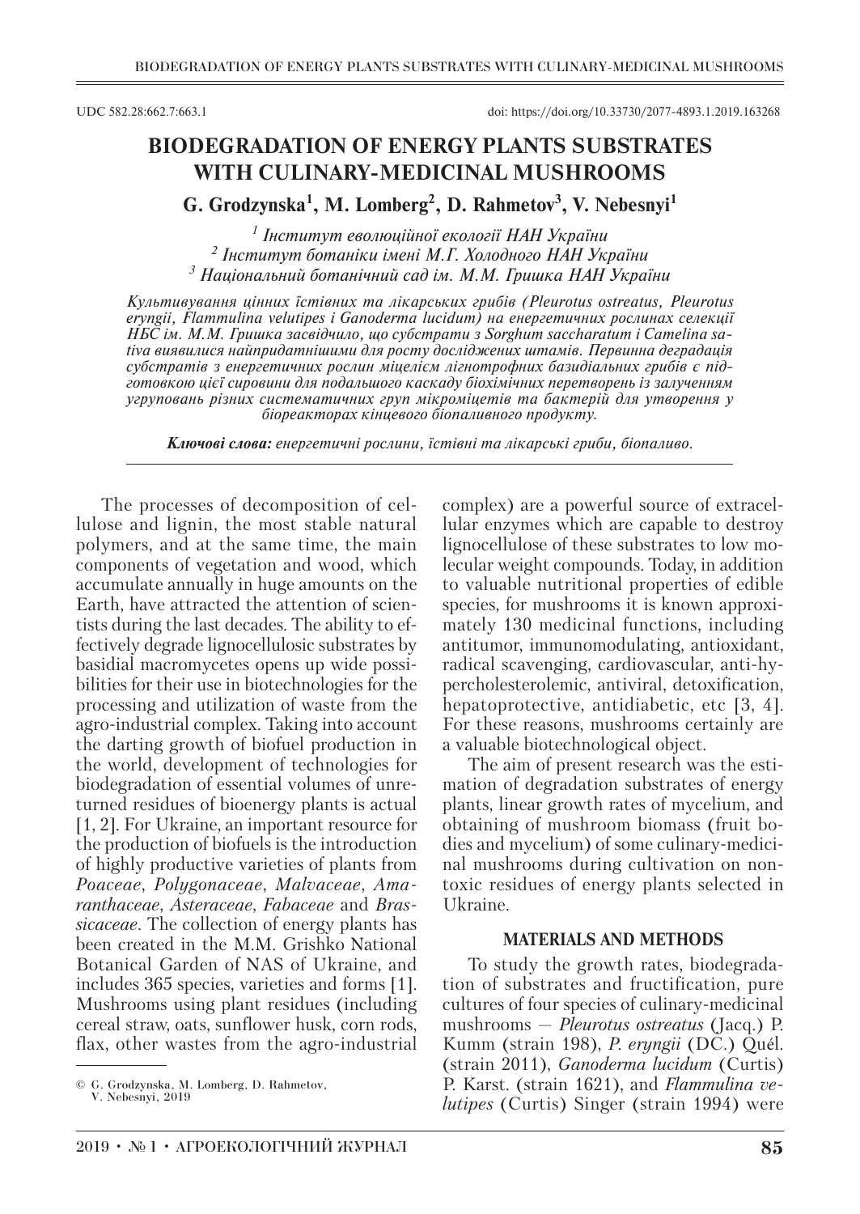UDC 582.28:662.7:663.1

doi: https://doi.org/10.33730/2077-4893.1.2019.163268

# BIODEGRADATION OF ENERGY PLANTS SUBSTRATES WITH CULINARY-MEDICINAL MUSHROOMS

**G. Grodzynska[1], M. Lomberg[2], D. Rahmetov[3], V. Nebesnyi[1]**

*[1] Інститут еволюційної екології НАН України*
*[2] Інститут ботаніки імені М.Г. Холодного НАН України*
*[3] Національний ботанічний сад ім. М.М. Гришка НАН України*

*Культивування цінних їстівних та лікарських грибів (Pleurotus ostreatus, Pleurotus eryngii, Flammulina velutipes і Ganoderma lucidum) на енергетичних рослинах селекції НБС ім. М.М. Гришка засвідчило, що субстрати з Sorghum saccharatum і Camelina sativa виявилися найпридатнішими для росту досліджених штамів. Первинна деградація субстратів з енергетичних рослин міцелієм лігнотрофних базидіальних грибів є підготовкою цієї сировини для подальшого каскаду біохімічних перетворень із залученням угруповань різних систематичних груп мікроміцетів та бактерій для утворення у біореакторах кінцевого біопаливного продукту.*

***Ключові слова:** енергетичні рослини, їстівні та лікарські гриби, біопаливо.*

The processes of decomposition of cellulose and lignin, the most stable natural polymers, and at the same time, the main components of vegetation and wood, which accumulate annually in huge amounts on the Earth, have attracted the attention of scientists during the last decades. The ability to effectively degrade lignocellulosic substrates by basidial macromycetes opens up wide possibilities for their use in biotechnologies for the processing and utilization of waste from the agro-industrial complex. Taking into account the darting growth of biofuel production in the world, development of technologies for biodegradation of essential volumes of unreturned residues of bioenergy plants is actual [1, 2]. For Ukraine, an important resource for the production of biofuels is the introduction of highly productive varieties of plants from *Poaceae*, *Polygonaceae*, *Malvaceae*, *Amaranthaceae*, *Asteraceae*, *Fabaceae* and *Brassicaceae*. The collection of energy plants has been created in the M.M. Grishko National Botanical Garden of NAS of Ukraine, and includes 365 species, varieties and forms [1]. Mushrooms using plant residues (including cereal straw, oats, sunflower husk, corn rods, flax, other wastes from the agro-industrial complex) are a powerful source of extracellular enzymes which are capable to destroy lignocellulose of these substrates to low molecular weight compounds. Today, in addition to valuable nutritional properties of edible species, for mushrooms it is known approximately 130 medicinal functions, including antitumor, immunomodulating, antioxidant, radical scavenging, cardiovascular, anti-hypercholesterolemic, antiviral, detoxification, hepatoprotective, antidiabetic, etc [3, 4]. For these reasons, mushrooms certainly are a valuable biotechnological object.

The aim of present research was the estimation of degradation substrates of energy plants, linear growth rates of mycelium, and obtaining of mushroom biomass (fruit bodies and mycelium) of some culinary-medicinal mushrooms during cultivation on nontoxic residues of energy plants selected in Ukraine.

## MATERIALS AND METHODS

To study the growth rates, biodegradation of substrates and fructification, pure cultures of four species of culinary-medicinal mushrooms — *Pleurotus ostreatus* (Jacq.) P. Kumm (strain 198), *P. eryngii* (DC.) Quél. (strain 2011), *Ganoderma lucidum* (Curtis) P. Karst. (strain 1621), and *Flammulina velutipes* (Curtis) Singer (strain 1994) were

© G. Grodzynska, M. Lomberg, D. Rahmetov, V. Nebesnyi, 2019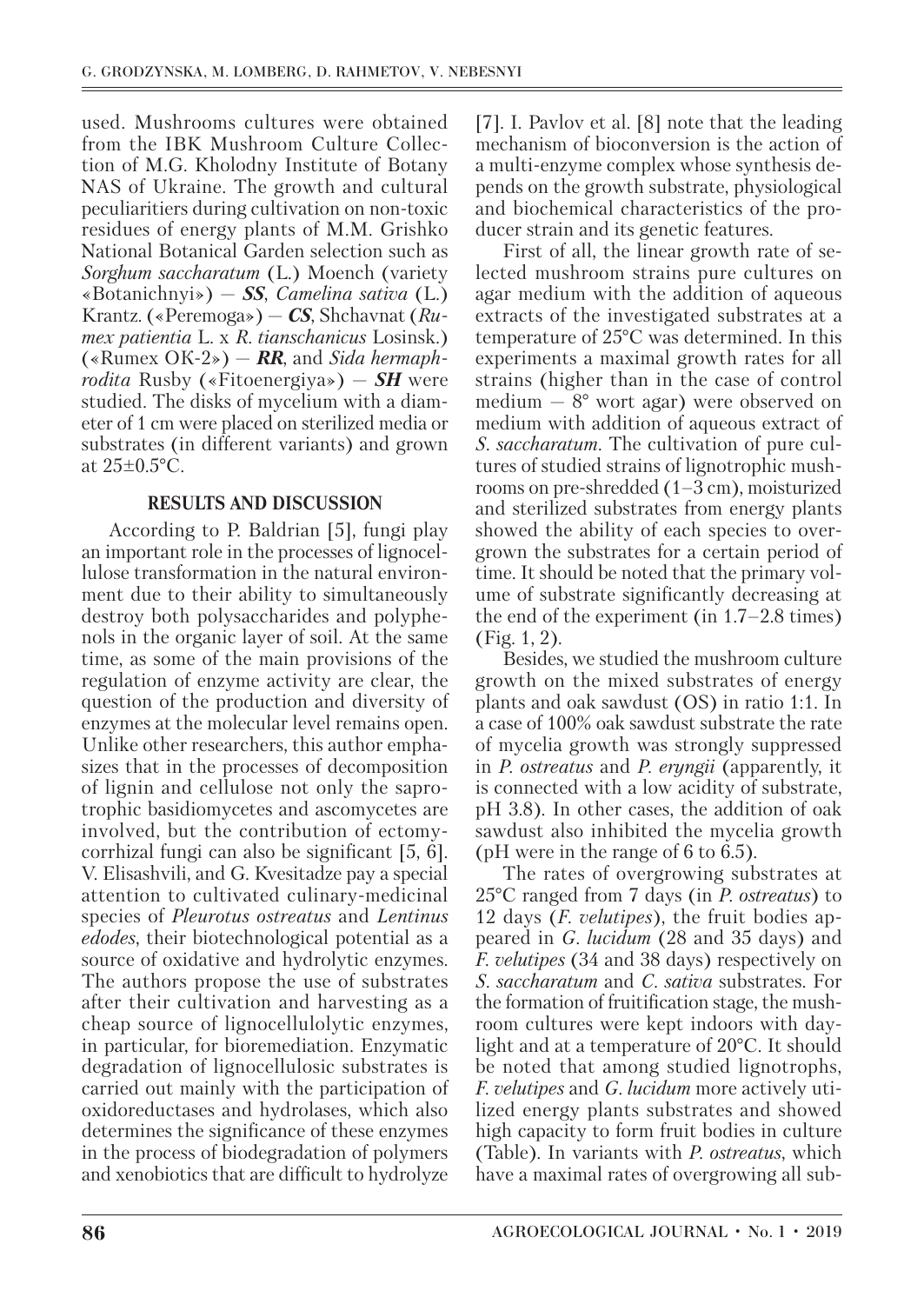used. Mushrooms cultures were obtained from the IBK Mushroom Culture Collection of M.G. Kholodny Institute of Botany NAS of Ukraine. The growth and cultural peculiaritiers during cultivation on non-toxic residues of energy plants of M.M. Grishko National Botanical Garden selection such as *Sorghum saccharatum* (L.) Moench (variety «Botanichnyi») — ***SS***, *Camelina sativa* (L.) Krantz. («Peremoga») — ***CS***, Shchavnat (*Rumex patientia* L. x *R. tianschanicus* Losinsk.) («Rumex OK-2») — ***RR***, and *Sida hermaphrodita* Rusby («Fitoenergiya») — ***SH*** were studied. The disks of mycelium with a diameter of 1 cm were placed on sterilized media or substrates (in different variants) and grown at 25±0.5°C.

## RESULTS AND DISCUSSION

According to P. Baldrian [5], fungi play an important role in the processes of lignocellulose transformation in the natural environment due to their ability to simultaneously destroy both polysaccharides and polyphenols in the organic layer of soil. At the same time, as some of the main provisions of the regulation of enzyme activity are clear, the question of the production and diversity of enzymes at the molecular level remains open. Unlike other researchers, this author emphasizes that in the processes of decomposition of lignin and cellulose not only the saprotrophic basidiomycetes and ascomycetes are involved, but the contribution of ectomycorrhizal fungi can also be significant [5, 6]. V. Elisashvili, and G. Kvesitadze pay a special attention to cultivated culinary-medicinal species of *Pleurotus ostreatus* and *Lentinus edodes*, their biotechnological potential as a source of oxidative and hydrolytic enzymes. The authors propose the use of substrates after their cultivation and harvesting as a cheap source of lignocellulolytic enzymes, in particular, for bioremediation. Enzymatic degradation of lignocellulosic substrates is carried out mainly with the participation of oxidoreductases and hydrolases, which also determines the significance of these enzymes in the process of biodegradation of polymers and xenobiotics that are difficult to hydrolyze [7]. I. Pavlov et al. [8] note that the leading mechanism of bioconversion is the action of a multi-enzyme complex whose synthesis depends on the growth substrate, physiological and biochemical characteristics of the producer strain and its genetic features.

First of all, the linear growth rate of selected mushroom strains pure cultures on agar medium with the addition of aqueous extracts of the investigated substrates at a temperature of 25°C was determined. In this experiments a maximal growth rates for all strains (higher than in the case of control medium — 8° wort agar) were observed on medium with addition of aqueous extract of *S. saccharatum*. The cultivation of pure cultures of studied strains of lignotrophic mushrooms on pre-shredded (1–3 cm), moisturized and sterilized substrates from energy plants showed the ability of each species to overgrown the substrates for a certain period of time. It should be noted that the primary volume of substrate significantly decreasing at the end of the experiment (in 1.7–2.8 times) (Fig. 1, 2).

Besides, we studied the mushroom culture growth on the mixed substrates of energy plants and oak sawdust (OS) in ratio 1:1. In a case of 100% oak sawdust substrate the rate of mycelia growth was strongly suppressed in *P. ostreatus* and *P. eryngii* (apparently, it is connected with a low acidity of substrate, pH 3.8). In other cases, the addition of oak sawdust also inhibited the mycelia growth (pH were in the range of 6 to 6.5).

The rates of overgrowing substrates at 25°C ranged from 7 days (in *P. ostreatus*) to 12 days (*F. velutipes*), the fruit bodies appeared in *G. lucidum* (28 and 35 days) and *F. velutipes* (34 and 38 days) respectively on *S. saccharatum* and *C. sativa* substrates. For the formation of fruitification stage, the mushroom cultures were kept indoors with daylight and at a temperature of 20°C. It should be noted that among studied lignotrophs, *F. velutipes* and *G. lucidum* more actively utilized energy plants substrates and showed high capacity to form fruit bodies in culture (Table). In variants with *P. ostreatus*, which have a maximal rates of overgrowing all sub-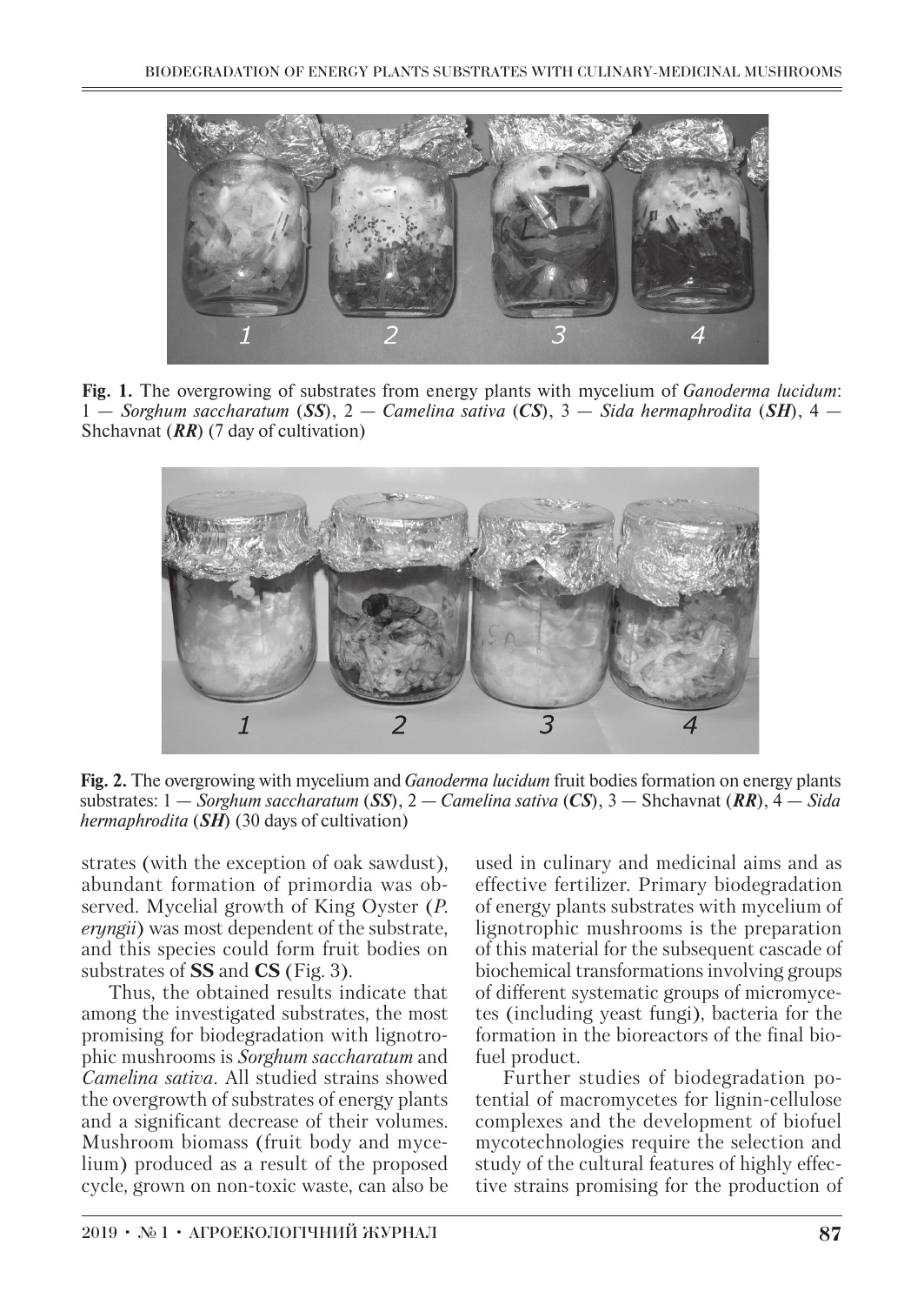**Fig. 1.** The overgrowing of substrates from energy plants with mycelium of *Ganoderma lucidum*: 1 — *Sorghum saccharatum* (***SS***), 2 — *Camelina sativa* (***CS***), 3 — *Sida hermaphrodita* (***SH***), 4 — Shchavnat (***RR***) (7 day of cultivation)

**Fig. 2.** The overgrowing with mycelium and *Ganoderma lucidum* fruit bodies formation on energy plants substrates: 1 — *Sorghum saccharatum* (***SS***), 2 — *Camelina sativa* (***CS***), 3 — Shchavnat (***RR***), 4 — *Sida hermaphrodita* (***SH***) (30 days of cultivation)

strates (with the exception of oak sawdust), abundant formation of primordia was observed. Mycelial growth of King Oyster (*P. eryngii*) was most dependent of the substrate, and this species could form fruit bodies on substrates of **SS** and **CS** (Fig. 3).

Thus, the obtained results indicate that among the investigated substrates, the most promising for biodegradation with lignotrophic mushrooms is *Sorghum saccharatum* and *Camelina sativa*. All studied strains showed the overgrowth of substrates of energy plants and a significant decrease of their volumes. Mushroom biomass (fruit body and mycelium) produced as a result of the proposed cycle, grown on non-toxic waste, can also be used in culinary and medicinal aims and as effective fertilizer. Primary biodegradation of energy plants substrates with mycelium of lignotrophic mushrooms is the preparation of this material for the subsequent cascade of biochemical transformations involving groups of different systematic groups of micromycetes (including yeast fungi), bacteria for the formation in the bioreactors of the final biofuel product.

Further studies of biodegradation potential of macromycetes for lignin-cellulose complexes and the development of biofuel mycotechnologies require the selection and study of the cultural features of highly effective strains promising for the production of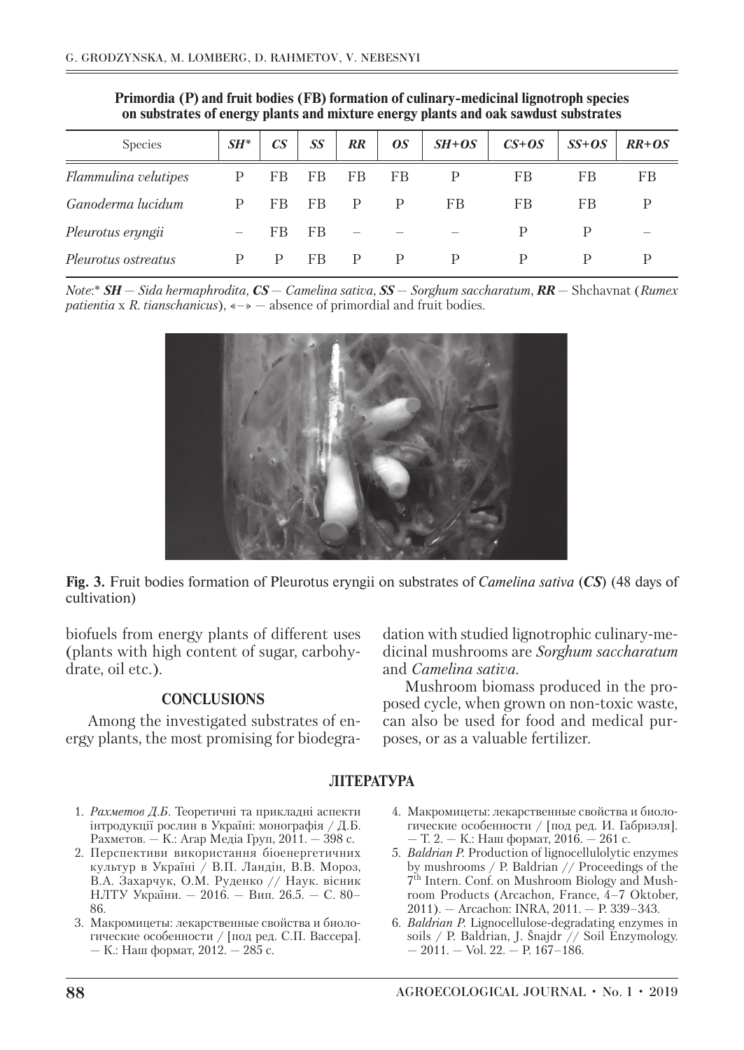**Primordia (P) and fruit bodies (FB) formation of culinary-medicinal lignotroph species on substrates of energy plants and mixture energy plants and oak sawdust substrates**

| Species | ***SH**** | ***CS*** | ***SS*** | ***RR*** | ***OS*** | ***SH+OS*** | ***CS+OS*** | ***SS+OS*** | ***RR+OS*** |
|---|---|---|---|---|---|---|---|---|---|
| *Flammulina velutipes* | P | FB | FB | FB | FB | P | FB | FB | FB |
| *Ganoderma lucidum* | P | FB | FB | P | P | FB | FB | FB | P |
| *Pleurotus eryngii* | – | FB | FB | – | – | – | P | P | – |
| *Pleurotus ostreatus* | P | P | FB | P | P | P | P | P | P |

*Note*:* ***SH*** *— Sida hermaphrodita*, ***CS*** *— Camelina sativa*, ***SS*** *— Sorghum saccharatum*, ***RR*** — Shchavnat (*Rumex patientia* x *R. tianschanicus*), «–» — absence of primordial and fruit bodies.

**Fig. 3.** Fruit bodies formation of Pleurotus eryngii on substrates of *Camelina sativa* (***CS***) (48 days of cultivation)

biofuels from energy plants of different uses (plants with high content of sugar, carbohydrate, oil etc.).

## CONCLUSIONS

Among the investigated substrates of energy plants, the most promising for biodegradation with studied lignotrophic culinary-medicinal mushrooms are *Sorghum saccharatum* and *Camelina sativa*.

Mushroom biomass produced in the proposed cycle, when grown on non-toxic waste, can also be used for food and medical purposes, or as a valuable fertilizer.

## ЛІТЕРАТУРА

1. *Рахметов Д.Б.* Теоретичні та прикладні аспекти інтродукції рослин в Україні: монографія / Д.Б. Рахметов. — К.: Агар Медіа Груп, 2011. — 398 с.
2. Перспективи використання біоенергетичних культур в Україні / В.П. Ландін, В.В. Мороз, В.А. Захарчук, О.М. Руденко // Наук. вісник НЛТУ України. — 2016. — Вип. 26.5. — С. 80–86.
3. Макромицеты: лекарственные свойства и биологические особенности / [под ред. С.П. Вассера]. — К.: Наш формат, 2012. — 285 с.
4. Макромицеты: лекарственные свойства и биологические особенности / [под ред. И. Габриэля]. — Т. 2. — К.: Наш формат, 2016. — 261 с.
5. *Baldrian P.* Production of lignocellulolytic enzymes by mushrooms / P. Baldrian // Proceedings of the 7th Intern. Conf. on Mushroom Biology and Mushroom Products (Arcachon, France, 4–7 Oktober, 2011). — Arcachon: INRA, 2011. — P. 339–343.
6. *Baldrian P.* Lignocellulose-degradating enzymes in soils / P. Baldrian, J. Šnajdr // Soil Enzymology. — 2011. — Vol. 22. — P. 167–186.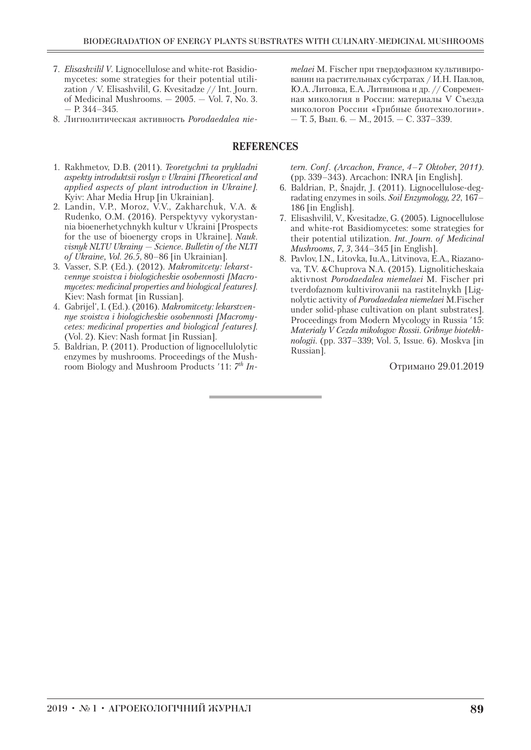7. *Elisashvilil V.* Lignocellulose and white-rot Basidiomycetes: some strategies for their potential utilization / V. Elisashvilil, G. Kvesitadze // Int. Journ. of Medicinal Mushrooms. — 2005. — Vol. 7, No. 3. — P. 344–345.
8. Лигнолитическая активность *Porodaedalea niemelaei* M. Fischer при твердофазном культивировании на растительных субстратах / И.Н. Павлов, Ю.А. Литовка, Е.А. Литвинова и др. // Современная микология в России: материалы V Съезда микологов России «Грибные биотехнологии». — Т. 5, Вып. 6. — М., 2015. — С. 337–339.

## REFERENCES

1. Rakhmetov, D.B. (2011). *Teoretychni ta prykladni aspekty introduktsii roslyn v Ukraini [Theoretical and applied aspects of plant introduction in Ukraine].* Kyiv: Ahar Media Hrup [in Ukrainian].
2. Landin, V.P., Moroz, V.V., Zakharchuk, V.A. & Rudenko, O.M. (2016). Perspektyvy vykorystannia bioenerhetychnykh kultur v Ukraini [Prospects for the use of bioenergy crops in Ukraine]. *Nauk. visnyk NLTU Ukrainy — Science. Bulletin of the NLTI of Ukraine, Vol. 26.5*, 80–86 [in Ukrainian].
3. Vasser, S.P. (Ed.). (2012). *Makromitcety: lekarstvennye svoistva i biologicheskie osobennosti [Macromycetes: medicinal properties and biological features].* Kiev: Nash format [in Russian].
4. Gabrijel', I. (Ed.). (2016). *Makromitcety: lekarstvennye svoistva i biologicheskie osobennosti [Macromycetes: medicinal properties and biological features].* (Vol. 2). Kiev: Nash format [in Russian].
5. Baldrian, P. (2011). Production of lignocellulolytic enzymes by mushrooms. Proceedings of the Mushroom Biology and Mushroom Products '11: *7th Intern. Conf. (Arcachon, France, 4–7 Oktober, 2011).* (pp. 339–343). Arcachon: INRA [in English].
6. Baldrian, P., Šnajdr, J. (2011). Lignocellulose-degradating enzymes in soils. *Soil Enzymology, 22*, 167–186 [in English].
7. Elisashvilil, V., Kvesitadze, G. (2005). Lignocellulose and white-rot Basidiomycetes: some strategies for their potential utilization. *Int. Journ. of Medicinal Mushrooms, 7, 3*, 344–345 [in English].
8. Pavlov, I.N., Litovka, Iu.A., Litvinova, E.A., Riazanova, T.V. &Chuprova N.A. (2015). Lignoliticheskaia aktivnost *Porodaedalea niemelaei* M. Fischer pri tverdofaznom kultivirovanii na rastitelnykh [Lignolytic activity of *Porodaedalea niemelaei* M.Fischer under solid-phase cultivation on plant substrates]. Proceedings from Modern Mycology in Russia '15: *Materialy V Cezda mikologov Rossii. Gribnye biotekhnologii.* (pp. 337–339; Vol. 5, Issue. 6). Moskva [in Russian].

Отримано 29.01.2019